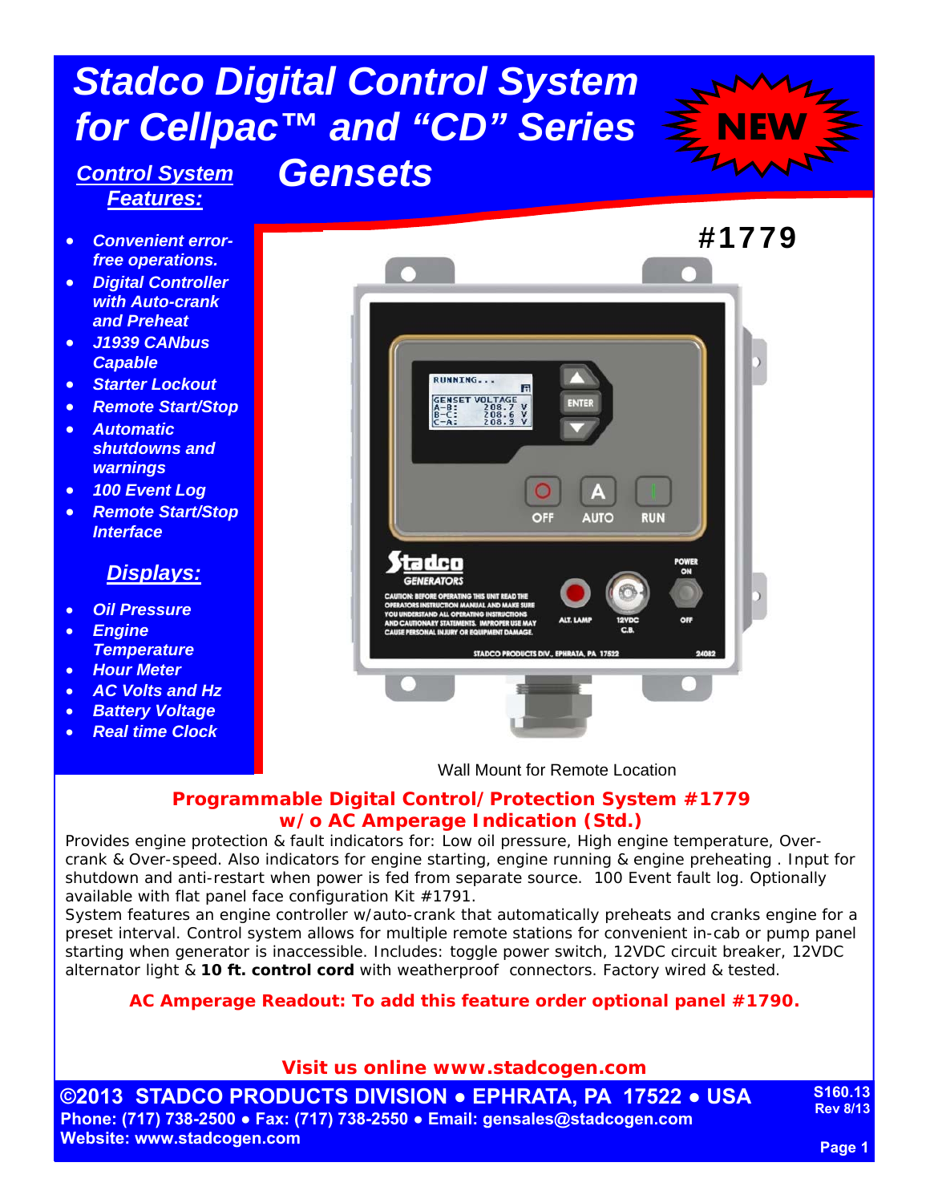# Stadco Digital Control System for Cellpac™ and "CD" Series Gensets

NEW

#1779

## Control System Features:

- Convenient error-free operations.
- Digital Controller with Auto-crank and Preheat
- J1939 CANbus Capable
- Starter Lockout
- Remote Start/Stop
- Automatic shutdowns and warnings
- 100 Event Log
- Remote Start/Stop Interface

## Displays:

- Oil Pressure
- Engine Temperature
- Hour Meter
- AC Volts and Hz
- Battery Voltage
- Real time Clock

Wall Mount for Remote Location

**Programmable Digital Control/Protection System #1779**
**w/o AC Amperage Indication (Std.)**

Provides engine protection & fault indicators for: Low oil pressure, High engine temperature, Over-crank & Over-speed. Also indicators for engine starting, engine running & engine preheating . Input for shutdown and anti-restart when power is fed from separate source. 100 Event fault log. Optionally available with flat panel face configuration Kit #1791.

System features an engine controller w/auto-crank that automatically preheats and cranks engine for a preset interval. Control system allows for multiple remote stations for convenient in-cab or pump panel starting when generator is inaccessible. Includes: toggle power switch, 12VDC circuit breaker, 12VDC alternator light & **10 ft. control cord** with weatherproof connectors. Factory wired & tested.

**AC Amperage Readout: To add this feature order optional panel #1790.**

**Visit us online www.stadcogen.com**

**©2013 STADCO PRODUCTS DIVISION • EPHRATA, PA 17522 • USA**
**Phone: (717) 738-2500 • Fax: (717) 738-2550 • Email: gensales@stadcogen.com**
**Website: www.stadcogen.com**

S160.13
Rev 8/13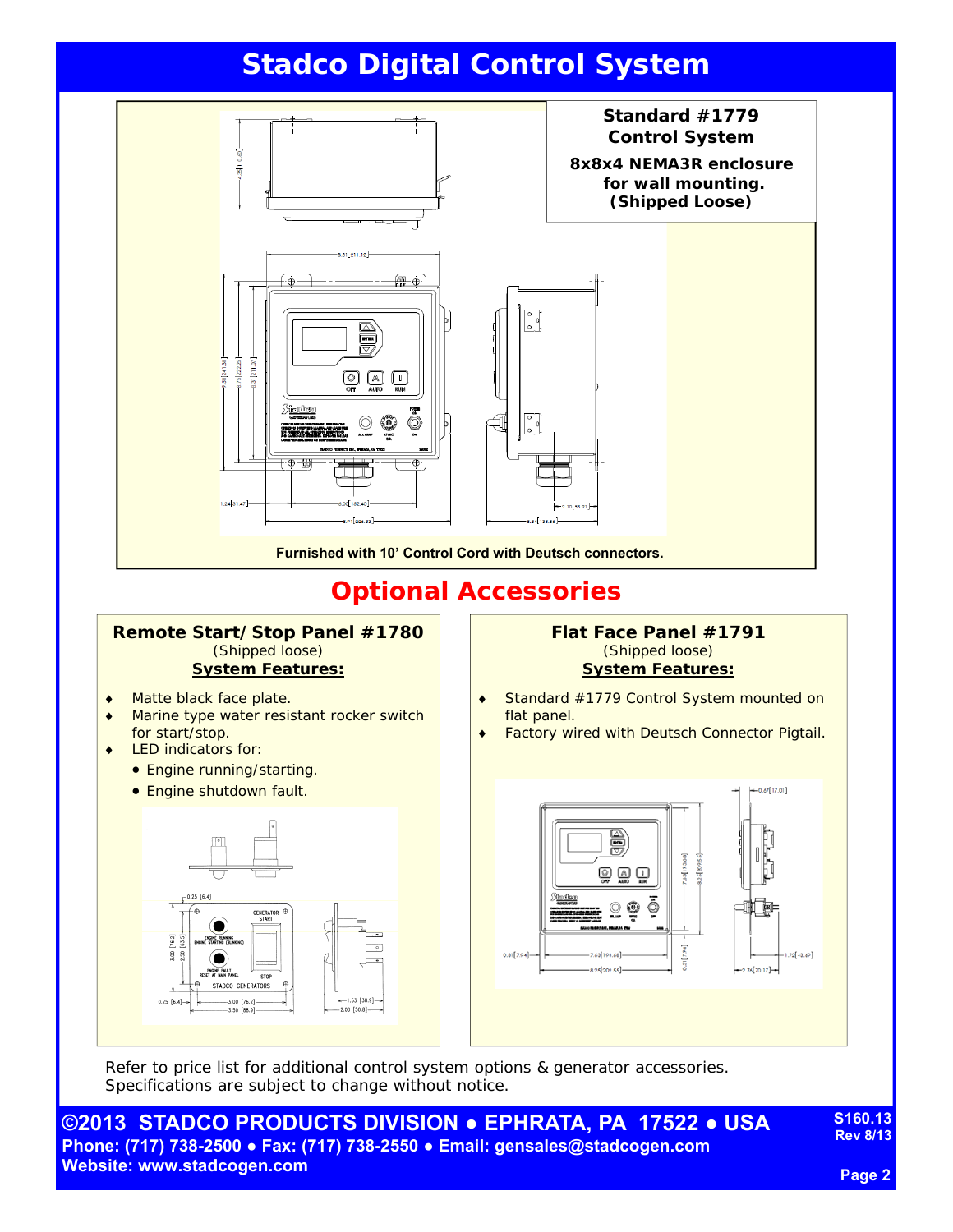# Stadco Digital Control System

**Standard #1779 Control System**

**8x8x4 NEMA3R enclosure for wall mounting. (Shipped Loose)**

**Furnished with 10' Control Cord with Deutsch connectors.**

## Optional Accessories

### Remote Start/Stop Panel #1780

(Shipped loose)

**System Features:**

- Matte black face plate.
- Marine type water resistant rocker switch for start/stop.
- LED indicators for:
  - Engine running/starting.
  - Engine shutdown fault.

### Flat Face Panel #1791

(Shipped loose)

**System Features:**

- Standard #1779 Control System mounted on flat panel.
- Factory wired with Deutsch Connector Pigtail.

Refer to price list for additional control system options & generator accessories.
Specifications are subject to change without notice.

**©2013 STADCO PRODUCTS DIVISION • EPHRATA, PA 17522 • USA**
**Phone: (717) 738-2500 • Fax: (717) 738-2550 • Email: gensales@stadcogen.com**
**Website: www.stadcogen.com**

**S160.13**
**Rev 8/13**